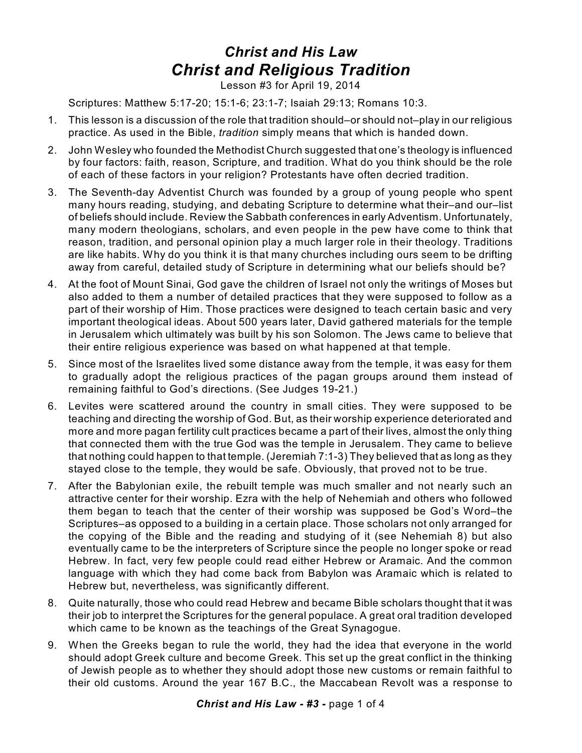# *Christ and His Law*

# *Christ and Religious Tradition*

Lesson #3 for April 19, 2014

Scriptures: Matthew 5:17-20; 15:1-6; 23:1-7; Isaiah 29:13; Romans 10:3.

1. This lesson is a discussion of the role that tradition should–or should not–play in our religious practice. As used in the Bible, *tradition* simply means that which is handed down.
2. John Wesley who founded the Methodist Church suggested that one's theology is influenced by four factors: faith, reason, Scripture, and tradition. What do you think should be the role of each of these factors in your religion? Protestants have often decried tradition.
3. The Seventh-day Adventist Church was founded by a group of young people who spent many hours reading, studying, and debating Scripture to determine what their–and our–list of beliefs should include. Review the Sabbath conferences in early Adventism. Unfortunately, many modern theologians, scholars, and even people in the pew have come to think that reason, tradition, and personal opinion play a much larger role in their theology. Traditions are like habits. Why do you think it is that many churches including ours seem to be drifting away from careful, detailed study of Scripture in determining what our beliefs should be?
4. At the foot of Mount Sinai, God gave the children of Israel not only the writings of Moses but also added to them a number of detailed practices that they were supposed to follow as a part of their worship of Him. Those practices were designed to teach certain basic and very important theological ideas. About 500 years later, David gathered materials for the temple in Jerusalem which ultimately was built by his son Solomon. The Jews came to believe that their entire religious experience was based on what happened at that temple.
5. Since most of the Israelites lived some distance away from the temple, it was easy for them to gradually adopt the religious practices of the pagan groups around them instead of remaining faithful to God's directions. (See Judges 19-21.)
6. Levites were scattered around the country in small cities. They were supposed to be teaching and directing the worship of God. But, as their worship experience deteriorated and more and more pagan fertility cult practices became a part of their lives, almost the only thing that connected them with the true God was the temple in Jerusalem. They came to believe that nothing could happen to that temple. (Jeremiah 7:1-3) They believed that as long as they stayed close to the temple, they would be safe. Obviously, that proved not to be true.
7. After the Babylonian exile, the rebuilt temple was much smaller and not nearly such an attractive center for their worship. Ezra with the help of Nehemiah and others who followed them began to teach that the center of their worship was supposed be God's Word–the Scriptures–as opposed to a building in a certain place. Those scholars not only arranged for the copying of the Bible and the reading and studying of it (see Nehemiah 8) but also eventually came to be the interpreters of Scripture since the people no longer spoke or read Hebrew. In fact, very few people could read either Hebrew or Aramaic. And the common language with which they had come back from Babylon was Aramaic which is related to Hebrew but, nevertheless, was significantly different.
8. Quite naturally, those who could read Hebrew and became Bible scholars thought that it was their job to interpret the Scriptures for the general populace. A great oral tradition developed which came to be known as the teachings of the Great Synagogue.
9. When the Greeks began to rule the world, they had the idea that everyone in the world should adopt Greek culture and become Greek. This set up the great conflict in the thinking of Jewish people as to whether they should adopt those new customs or remain faithful to their old customs. Around the year 167 B.C., the Maccabean Revolt was a response to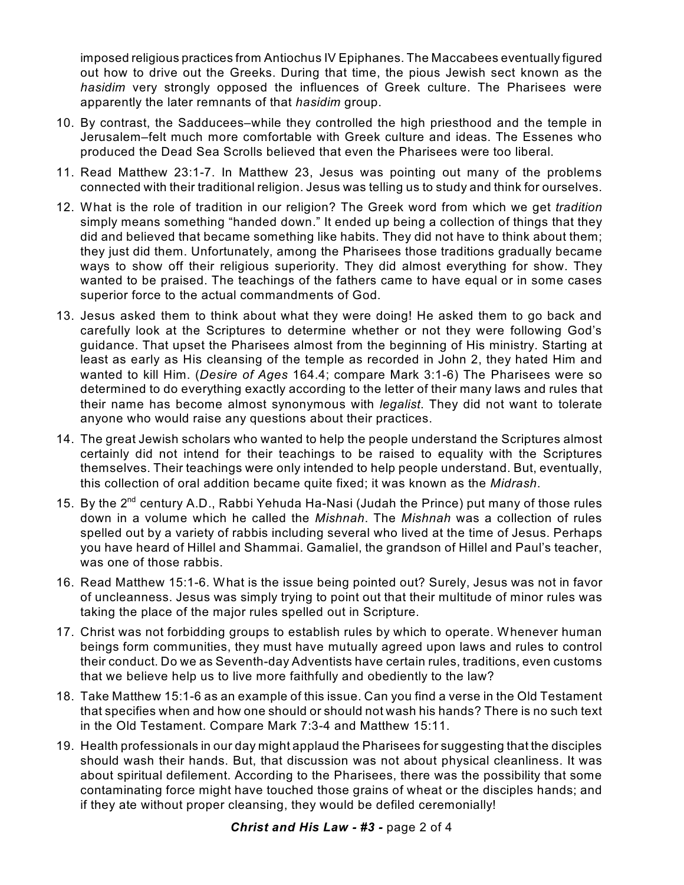imposed religious practices from Antiochus IV Epiphanes. The Maccabees eventually figured out how to drive out the Greeks. During that time, the pious Jewish sect known as the *hasidim* very strongly opposed the influences of Greek culture. The Pharisees were apparently the later remnants of that *hasidim* group.

10. By contrast, the Sadducees–while they controlled the high priesthood and the temple in Jerusalem–felt much more comfortable with Greek culture and ideas. The Essenes who produced the Dead Sea Scrolls believed that even the Pharisees were too liberal.
11. Read Matthew 23:1-7. In Matthew 23, Jesus was pointing out many of the problems connected with their traditional religion. Jesus was telling us to study and think for ourselves.
12. What is the role of tradition in our religion? The Greek word from which we get *tradition* simply means something "handed down." It ended up being a collection of things that they did and believed that became something like habits. They did not have to think about them; they just did them. Unfortunately, among the Pharisees those traditions gradually became ways to show off their religious superiority. They did almost everything for show. They wanted to be praised. The teachings of the fathers came to have equal or in some cases superior force to the actual commandments of God.
13. Jesus asked them to think about what they were doing! He asked them to go back and carefully look at the Scriptures to determine whether or not they were following God's guidance. That upset the Pharisees almost from the beginning of His ministry. Starting at least as early as His cleansing of the temple as recorded in John 2, they hated Him and wanted to kill Him. (*Desire of Ages* 164.4; compare Mark 3:1-6) The Pharisees were so determined to do everything exactly according to the letter of their many laws and rules that their name has become almost synonymous with *legalist*. They did not want to tolerate anyone who would raise any questions about their practices.
14. The great Jewish scholars who wanted to help the people understand the Scriptures almost certainly did not intend for their teachings to be raised to equality with the Scriptures themselves. Their teachings were only intended to help people understand. But, eventually, this collection of oral addition became quite fixed; it was known as the *Midrash*.
15. By the 2nd century A.D., Rabbi Yehuda Ha-Nasi (Judah the Prince) put many of those rules down in a volume which he called the *Mishnah*. The *Mishnah* was a collection of rules spelled out by a variety of rabbis including several who lived at the time of Jesus. Perhaps you have heard of Hillel and Shammai. Gamaliel, the grandson of Hillel and Paul's teacher, was one of those rabbis.
16. Read Matthew 15:1-6. What is the issue being pointed out? Surely, Jesus was not in favor of uncleanness. Jesus was simply trying to point out that their multitude of minor rules was taking the place of the major rules spelled out in Scripture.
17. Christ was not forbidding groups to establish rules by which to operate. Whenever human beings form communities, they must have mutually agreed upon laws and rules to control their conduct. Do we as Seventh-day Adventists have certain rules, traditions, even customs that we believe help us to live more faithfully and obediently to the law?
18. Take Matthew 15:1-6 as an example of this issue. Can you find a verse in the Old Testament that specifies when and how one should or should not wash his hands? There is no such text in the Old Testament. Compare Mark 7:3-4 and Matthew 15:11.
19. Health professionals in our day might applaud the Pharisees for suggesting that the disciples should wash their hands. But, that discussion was not about physical cleanliness. It was about spiritual defilement. According to the Pharisees, there was the possibility that some contaminating force might have touched those grains of wheat or the disciples hands; and if they ate without proper cleansing, they would be defiled ceremonially!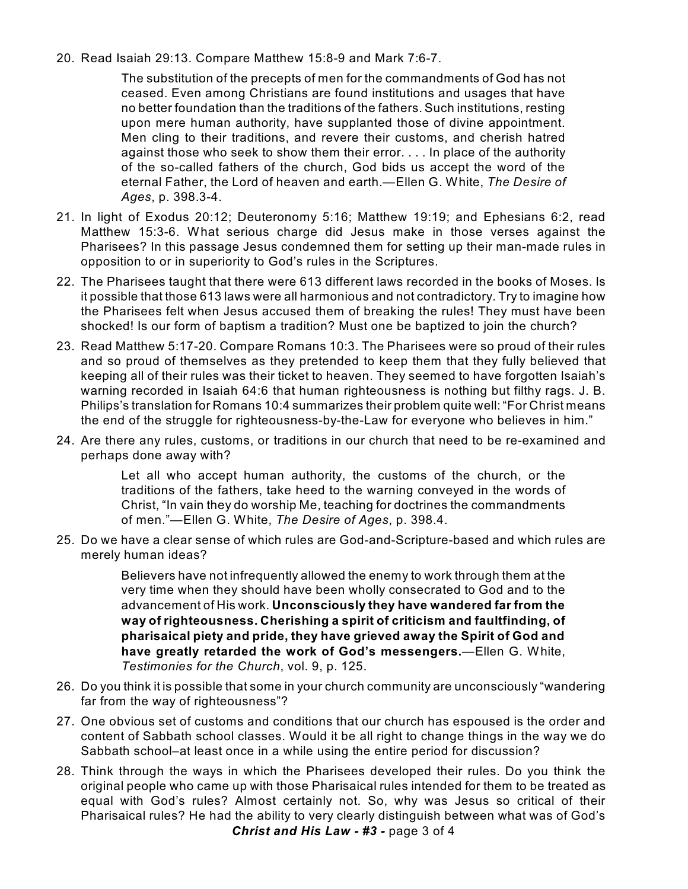20. Read Isaiah 29:13. Compare Matthew 15:8-9 and Mark 7:6-7.

    > The substitution of the precepts of men for the commandments of God has not ceased. Even among Christians are found institutions and usages that have no better foundation than the traditions of the fathers. Such institutions, resting upon mere human authority, have supplanted those of divine appointment. Men cling to their traditions, and revere their customs, and cherish hatred against those who seek to show them their error. . . . In place of the authority of the so-called fathers of the church, God bids us accept the word of the eternal Father, the Lord of heaven and earth.—Ellen G. White, *The Desire of Ages*, p. 398.3-4.

21. In light of Exodus 20:12; Deuteronomy 5:16; Matthew 19:19; and Ephesians 6:2, read Matthew 15:3-6. What serious charge did Jesus make in those verses against the Pharisees? In this passage Jesus condemned them for setting up their man-made rules in opposition to or in superiority to God's rules in the Scriptures.

22. The Pharisees taught that there were 613 different laws recorded in the books of Moses. Is it possible that those 613 laws were all harmonious and not contradictory. Try to imagine how the Pharisees felt when Jesus accused them of breaking the rules! They must have been shocked! Is our form of baptism a tradition? Must one be baptized to join the church?

23. Read Matthew 5:17-20. Compare Romans 10:3. The Pharisees were so proud of their rules and so proud of themselves as they pretended to keep them that they fully believed that keeping all of their rules was their ticket to heaven. They seemed to have forgotten Isaiah's warning recorded in Isaiah 64:6 that human righteousness is nothing but filthy rags. J. B. Philips's translation for Romans 10:4 summarizes their problem quite well: "For Christ means the end of the struggle for righteousness-by-the-Law for everyone who believes in him."

24. Are there any rules, customs, or traditions in our church that need to be re-examined and perhaps done away with?

    > Let all who accept human authority, the customs of the church, or the traditions of the fathers, take heed to the warning conveyed in the words of Christ, "In vain they do worship Me, teaching for doctrines the commandments of men."—Ellen G. White, *The Desire of Ages*, p. 398.4.

25. Do we have a clear sense of which rules are God-and-Scripture-based and which rules are merely human ideas?

    > Believers have not infrequently allowed the enemy to work through them at the very time when they should have been wholly consecrated to God and to the advancement of His work. **Unconsciously they have wandered far from the way of righteousness. Cherishing a spirit of criticism and faultfinding, of pharisaical piety and pride, they have grieved away the Spirit of God and have greatly retarded the work of God's messengers.**—Ellen G. White, *Testimonies for the Church*, vol. 9, p. 125.

26. Do you think it is possible that some in your church community are unconsciously "wandering far from the way of righteousness"?

27. One obvious set of customs and conditions that our church has espoused is the order and content of Sabbath school classes. Would it be all right to change things in the way we do Sabbath school–at least once in a while using the entire period for discussion?

28. Think through the ways in which the Pharisees developed their rules. Do you think the original people who came up with those Pharisaical rules intended for them to be treated as equal with God's rules? Almost certainly not. So, why was Jesus so critical of their Pharisaical rules? He had the ability to very clearly distinguish between what was of God's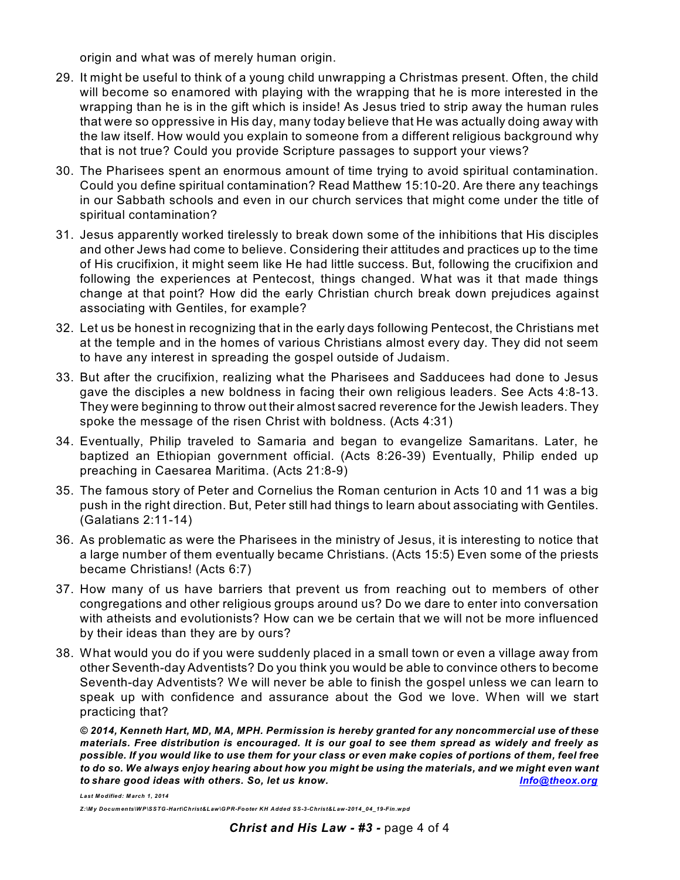origin and what was of merely human origin.

29. It might be useful to think of a young child unwrapping a Christmas present. Often, the child will become so enamored with playing with the wrapping that he is more interested in the wrapping than he is in the gift which is inside! As Jesus tried to strip away the human rules that were so oppressive in His day, many today believe that He was actually doing away with the law itself. How would you explain to someone from a different religious background why that is not true? Could you provide Scripture passages to support your views?

30. The Pharisees spent an enormous amount of time trying to avoid spiritual contamination. Could you define spiritual contamination? Read Matthew 15:10-20. Are there any teachings in our Sabbath schools and even in our church services that might come under the title of spiritual contamination?

31. Jesus apparently worked tirelessly to break down some of the inhibitions that His disciples and other Jews had come to believe. Considering their attitudes and practices up to the time of His crucifixion, it might seem like He had little success. But, following the crucifixion and following the experiences at Pentecost, things changed. What was it that made things change at that point? How did the early Christian church break down prejudices against associating with Gentiles, for example?

32. Let us be honest in recognizing that in the early days following Pentecost, the Christians met at the temple and in the homes of various Christians almost every day. They did not seem to have any interest in spreading the gospel outside of Judaism.

33. But after the crucifixion, realizing what the Pharisees and Sadducees had done to Jesus gave the disciples a new boldness in facing their own religious leaders. See Acts 4:8-13. They were beginning to throw out their almost sacred reverence for the Jewish leaders. They spoke the message of the risen Christ with boldness. (Acts 4:31)

34. Eventually, Philip traveled to Samaria and began to evangelize Samaritans. Later, he baptized an Ethiopian government official. (Acts 8:26-39) Eventually, Philip ended up preaching in Caesarea Maritima. (Acts 21:8-9)

35. The famous story of Peter and Cornelius the Roman centurion in Acts 10 and 11 was a big push in the right direction. But, Peter still had things to learn about associating with Gentiles. (Galatians 2:11-14)

36. As problematic as were the Pharisees in the ministry of Jesus, it is interesting to notice that a large number of them eventually became Christians. (Acts 15:5) Even some of the priests became Christians! (Acts 6:7)

37. How many of us have barriers that prevent us from reaching out to members of other congregations and other religious groups around us? Do we dare to enter into conversation with atheists and evolutionists? How can we be certain that we will not be more influenced by their ideas than they are by ours?

38. What would you do if you were suddenly placed in a small town or even a village away from other Seventh-day Adventists? Do you think you would be able to convince others to become Seventh-day Adventists? We will never be able to finish the gospel unless we can learn to speak up with confidence and assurance about the God we love. When will we start practicing that?

***© 2014, Kenneth Hart, MD, MA, MPH. Permission is hereby granted for any noncommercial use of these materials. Free distribution is encouraged. It is our goal to see them spread as widely and freely as possible. If you would like to use them for your class or even make copies of portions of them, feel free to do so. We always enjoy hearing about how you might be using the materials, and we might even want to share good ideas with others. So, let us know.*** ***Info@theox.org***

*Last Modified: March 1, 2014*

*Z:\My Documents\WP\SSTG-Hart\Christ&Law\GPR-Footer KH Added SS-3-Christ&Law-2014_04_19-Fin.wpd*